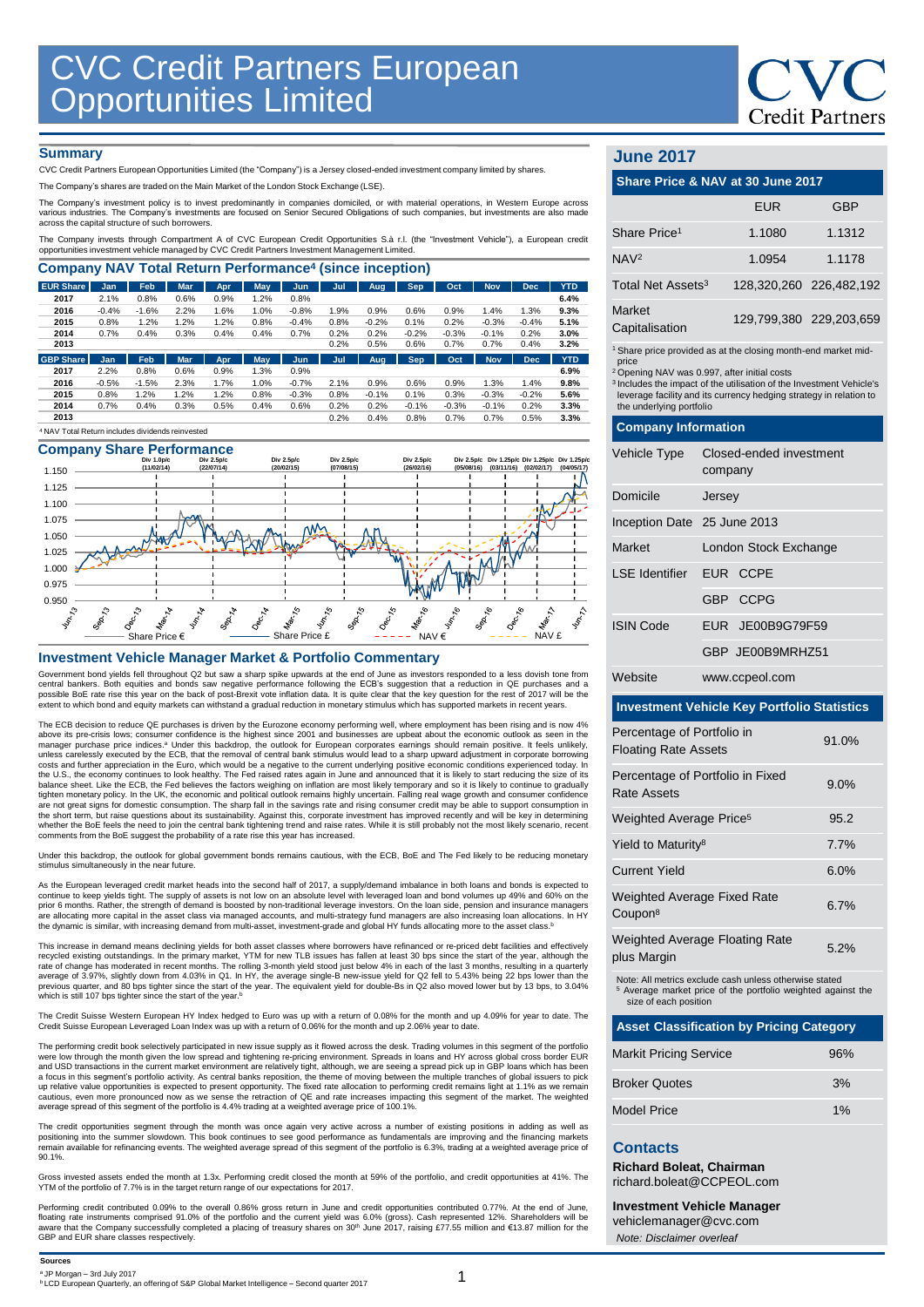# CVC Credit Partners European Opportunities Limited

## Summary

CVC Credit Partners European Opportunities Limited (the "Company") is a Jersey closed-ended investment company limited by shares.

The Company's shares are traded on the Main Market of the London Stock Exchange (LSE).

The Company's investment policy is to invest predominantly in companies domiciled, or with material operations, in Western Europe across various industries. The Company's investments are focused on Senior Secured Obligations of such companies, but investments are also made across the capital structure of such borrowers.

The Company invests through Compartment A of CVC European Credit Opportunities S.à r.l. (the "Investment Vehicle"), a European credit opportunities investment vehicle managed by CVC Credit Partners Investment Management Limited.

## Company NAV Total Return Performance[4] (since inception)

| EUR Share | Jan | Feb | Mar | Apr | May | Jun | Jul | Aug | Sep | Oct | Nov | Dec | YTD |
|---|---|---|---|---|---|---|---|---|---|---|---|---|---|
| 2017 | 2.1% | 0.8% | 0.6% | 0.9% | 1.2% | 0.8% | | | | | | | 6.4% |
| 2016 | -0.4% | -1.6% | 2.2% | 1.6% | 1.0% | -0.8% | 1.9% | 0.9% | 0.6% | 0.9% | 1.4% | 1.3% | 9.3% |
| 2015 | 0.8% | 1.2% | 1.2% | 1.2% | 0.8% | -0.4% | 0.8% | -0.2% | 0.1% | 0.2% | -0.3% | -0.4% | 5.1% |
| 2014 | 0.7% | 0.4% | 0.3% | 0.4% | 0.4% | 0.7% | 0.2% | 0.2% | -0.2% | -0.3% | -0.1% | 0.2% | 3.0% |
| 2013 | | | | | | | 0.2% | 0.5% | 0.6% | 0.7% | 0.7% | 0.4% | 3.2% |

| GBP Share | Jan | Feb | Mar | Apr | May | Jun | Jul | Aug | Sep | Oct | Nov | Dec | YTD |
|---|---|---|---|---|---|---|---|---|---|---|---|---|---|
| 2017 | 2.2% | 0.8% | 0.6% | 0.9% | 1.3% | 0.9% | | | | | | | 6.9% |
| 2016 | -0.5% | -1.5% | 2.3% | 1.7% | 1.0% | -0.7% | 2.1% | 0.9% | 0.6% | 0.9% | 1.3% | 1.4% | 9.8% |
| 2015 | 0.8% | 1.2% | 1.2% | 1.2% | 0.8% | -0.3% | 0.8% | -0.1% | 0.1% | 0.3% | -0.3% | -0.2% | 5.6% |
| 2014 | 0.7% | 0.4% | 0.3% | 0.5% | 0.4% | 0.6% | 0.2% | 0.2% | -0.1% | -0.3% | -0.1% | 0.2% | 3.3% |
| 2013 | | | | | | | 0.2% | 0.4% | 0.8% | 0.7% | 0.7% | 0.5% | 3.3% |

[4] NAV Total Return includes dividends reinvested

## Company Share Performance

Div 1.0p/c (11/02/14); Div 2.5p/c (22/07/14); Div 2.5p/c (20/02/15); Div 2.5p/c (07/08/15); Div 2.5p/c (26/02/16); Div 2.5p/c (05/08/16); Div 1.25p/c (03/11/16); Div 1.25p/c (02/02/17); Div 1.25p/c (04/05/17)

Share Price € — Share Price £ — NAV € — NAV £

## Investment Vehicle Manager Market & Portfolio Commentary

Government bond yields fell throughout Q2 but saw a sharp spike upwards at the end of June as investors responded to a less dovish tone from central bankers. Both equities and bonds saw negative performance following the ECB's suggestion that a reduction in QE purchases and a possible BoE rate rise this year on the back of post-Brexit vote inflation data. It is quite clear that the key question for the rest of 2017 will be the extent to which bond and equity markets can withstand a gradual reduction in monetary stimulus which has supported markets in recent years.

The ECB decision to reduce QE purchases is driven by the Eurozone economy performing well, where employment has been rising and is now 4% above its pre-crisis lows; consumer confidence is the highest since 2001 and businesses are upbeat about the economic outlook as seen in the manager purchase price indices.[a] Under this backdrop, the outlook for European corporates earnings should remain positive. It feels unlikely, unless carelessly executed by the ECB, that the removal of central bank stimulus would lead to a sharp upward adjustment in corporate borrowing costs and further appreciation in the Euro, which would be a negative to the current underlying positive economic conditions experienced today. In the U.S., the economy continues to look healthy. The Fed raised rates again in June and announced that it is likely to start reducing the size of its balance sheet. Like the ECB, the Fed believes the factors weighing on inflation are most likely temporary and so it is likely to continue to gradually tighten monetary policy. In the UK, the economic and political outlook remains highly uncertain. Falling real wage growth and consumer confidence are not great signs for domestic consumption. The sharp fall in the savings rate and rising consumer credit may be able to support consumption in the short term, but raise questions about its sustainability. Against this, corporate investment has improved recently and will be key in determining whether the BoE feels the need to join the central bank tightening trend and raise rates. While it is still probably not the most likely scenario, recent comments from the BoE suggest the probability of a rate rise this year has increased.

Under this backdrop, the outlook for global government bonds remains cautious, with the ECB, BoE and The Fed likely to be reducing monetary stimulus simultaneously in the near future.

As the European leveraged credit market heads into the second half of 2017, a supply/demand imbalance in both loans and bonds is expected to continue to keep yields tight. The supply of assets is not low on an absolute level with leveraged loan and bond volumes up 49% and 60% on the prior 6 months. Rather, the strength of demand is boosted by non-traditional leverage investors. On the loan side, pension and insurance managers are allocating more capital in the asset class via managed accounts, and multi-strategy fund managers are also increasing loan allocations. In HY the dynamic is similar, with increasing demand from multi-asset, investment-grade and global HY funds allocating more to the asset class.[b]

This increase in demand means declining yields for both asset classes where borrowers have refinanced or re-priced debt facilities and effectively recycled existing outstandings. In the primary market, YTM for new TLB issues has fallen at least 30 bps since the start of the year, although the rate of change has moderated in recent months. The rolling 3-month yield stood just below 4% in each of the last 3 months, resulting in a quarterly average of 3.97%, slightly down from 4.03% in Q1. In HY, the average single-B new-issue yield for Q2 fell to 5.43% being 22 bps lower than the previous quarter, and 80 bps tighter since the start of the year. The equivalent yield for double-Bs in Q2 also moved lower but by 13 bps, to 3.04% which is still 107 bps tighter since the start of the year.[b]

The Credit Suisse Western European HY Index hedged to Euro was up with a return of 0.08% for the month and up 4.09% for year to date. The Credit Suisse European Leveraged Loan Index was up with a return of 0.06% for the month and up 2.06% year to date.

The performing credit book selectively participated in new issue supply as it flowed across the desk. Trading volumes in this segment of the portfolio were low through the month given the low spread and tightening re-pricing environment. Spreads in loans and HY across global cross border EUR and USD transactions in the current market environment are relatively tight, although, we are seeing a spread pick up in GBP loans which has been a focus in this segment's portfolio activity. As central banks reposition, the theme of moving between the multiple tranches of global issuers to pick up relative value opportunities is expected to present opportunity. The fixed rate allocation to performing credit remains light at 1.1% as we remain cautious, even more pronounced now as we sense the retraction of QE and rate increases impacting this segment of the market. The weighted average spread of this segment of the portfolio is 4.4% trading at a weighted average price of 100.1%.

The credit opportunities segment through the month was once again very active across a number of existing positions in adding as well as positioning into the summer slowdown. This book continues to see good performance as fundamentals are improving and the financing markets remain available for refinancing events. The weighted average spread of this segment of the portfolio is 6.3%, trading at a weighted average price of 90.1%.

Gross invested assets ended the month at 1.3x. Performing credit closed the month at 59% of the portfolio, and credit opportunities at 41%. The YTM of the portfolio of 7.7% is in the target return range of our expectations for 2017.

Performing credit contributed 0.09% to the overall 0.86% gross return in June and credit opportunities contributed 0.77%. At the end of June, floating rate instruments comprised 91.0% of the portfolio and the current yield was 6.0% (gross). Cash represented 12%. Shareholders will be aware that the Company successfully completed a placing of treasury shares on 30th June 2017, raising £77.55 million and €13.87 million for the GBP and EUR share classes respectively.

**Sources**

[a] JP Morgan – 3rd July 2017
[b] LCD European Quarterly, an offering of S&P Global Market Intelligence – Second quarter 2017

## June 2017

### Share Price & NAV at 30 June 2017

| | EUR | GBP |
|---|---|---|
| Share Price[1] | 1.1080 | 1.1312 |
| NAV[2] | 1.0954 | 1.1178 |
| Total Net Assets[3] | 128,320,260 | 226,482,192 |
| Market Capitalisation | 129,799,380 | 229,203,659 |

[1] Share price provided as at the closing month-end market mid-price
[2] Opening NAV was 0.997, after initial costs
[3] Includes the impact of the utilisation of the Investment Vehicle's leverage facility and its currency hedging strategy in relation to the underlying portfolio

### Company Information

| | |
|---|---|
| Vehicle Type | Closed-ended investment company |
| Domicile | Jersey |
| Inception Date | 25 June 2013 |
| Market | London Stock Exchange |
| LSE Identifier | EUR CCPE |
| | GBP CCPG |
| ISIN Code | EUR JE00B9G79F59 |
| | GBP JE00B9MRHZ51 |
| Website | www.ccpeol.com |

### Investment Vehicle Key Portfolio Statistics

| | |
|---|---|
| Percentage of Portfolio in Floating Rate Assets | 91.0% |
| Percentage of Portfolio in Fixed Rate Assets | 9.0% |
| Weighted Average Price[5] | 95.2 |
| Yield to Maturity[8] | 7.7% |
| Current Yield | 6.0% |
| Weighted Average Fixed Rate Coupon[8] | 6.7% |
| Weighted Average Floating Rate plus Margin | 5.2% |

Note: All metrics exclude cash unless otherwise stated
[5] Average market price of the portfolio weighted against the size of each position

### Asset Classification by Pricing Category

| | |
|---|---|
| Markit Pricing Service | 96% |
| Broker Quotes | 3% |
| Model Price | 1% |

### Contacts

**Richard Boleat, Chairman**
richard.boleat@CCPEOL.com

**Investment Vehicle Manager**
vehiclemanager@cvc.com

*Note: Disclaimer overleaf*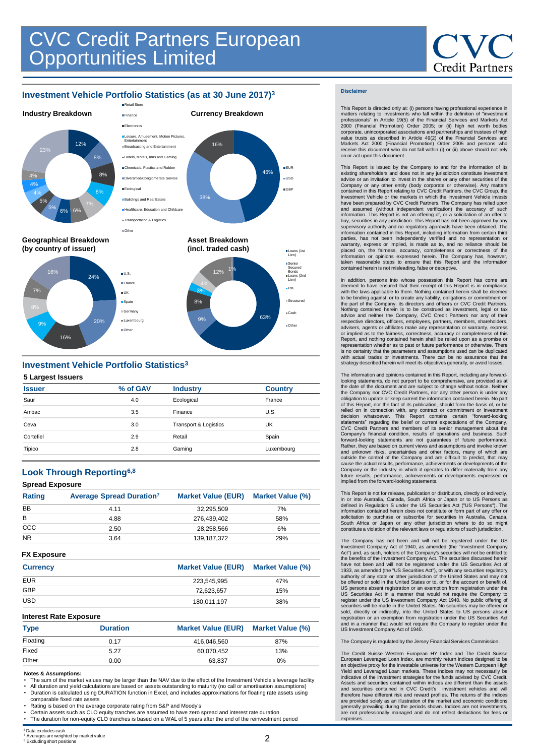# CVC Credit Partners European Opportunities Limited

CVC Credit Partners

## Investment Vehicle Portfolio Statistics (as at 30 June 2017)[3]

### Industry Breakdown

12%
8%
8%
8%
7%
6%
6%
5%
5%
4%
4%
4%
23%

Retail Store
Finance
Electronics
Leisure, Amusement, Motion Pictures, Entertainment
Broadcasting and Entertainment
Hotels, Motels, Inns and Gaming
Chemicals, Plastics and Rubber
Diversified/Conglomerate Service
Ecological
Buildings and Real Estate
Healthcare, Education and Childcare
Transportation & Logistics
Other

### Currency Breakdown

46%
38%
16%

EUR
USD
GBP

### Geographical Breakdown (by country of issuer)

24%
20%
16%
9%
8%
7%
16%

U.S.
France
UK
Spain
Germany
Luxembourg
Other

### Asset Breakdown (incl. traded cash)

63%
9%
8%
3%
4%
12%
1%

Loans (1st Lien)
Senior Secured Bonds
Loans (2nd Lien)
PIK
Structured
Cash
Other

## Investment Vehicle Portfolio Statistics[3]

### 5 Largest Issuers

| Issuer | % of GAV | Industry | Country |
|---|---|---|---|
| Saur | 4.0 | Ecological | France |
| Ambac | 3.5 | Finance | U.S. |
| Ceva | 3.0 | Transport & Logistics | UK |
| Cortefiel | 2.9 | Retail | Spain |
| Tipico | 2.8 | Gaming | Luxembourg |

## Look Through Reporting[6,8]

### Spread Exposure

| Rating | Average Spread Duration[7] | Market Value (EUR) | Market Value (%) |
|---|---|---|---|
| BB | 4.11 | 32,295,509 | 7% |
| B | 4.88 | 276,439,402 | 58% |
| CCC | 2.50 | 28,258,566 | 6% |
| NR | 3.64 | 139,187,372 | 29% |

### FX Exposure

| Currency | Market Value (EUR) | Market Value (%) |
|---|---|---|
| EUR | 223,545,995 | 47% |
| GBP | 72,623,657 | 15% |
| USD | 180,011,197 | 38% |

### Interest Rate Exposure

| Type | Duration | Market Value (EUR) | Market Value (%) |
|---|---|---|---|
| Floating | 0.17 | 416,046,560 | 87% |
| Fixed | 5.27 | 60,070,452 | 13% |
| Other | 0.00 | 63,837 | 0% |

**Notes & Assumptions:**

- The sum of the market values may be larger than the NAV due to the effect of the Investment Vehicle's leverage facility
- All duration and yield calculations are based on assets outstanding to maturity (no call or amortisation assumptions)
- Duration is calculated using DURATION function in Excel, and includes approximations for floating rate assets using comparable fixed rate assets
- Rating is based on the average corporate rating from S&P and Moody's
- Certain assets such as CLO equity tranches are assumed to have zero spread and interest rate duration
- The duration for non-equity CLO tranches is based on a WAL of 5 years after the end of the reinvestment period

[6] Data excludes cash
[7] Averages are weighted by market value
[8] Excluding short positions

### Disclaimer

This Report is directed only at: (i) persons having professional experience in matters relating to investments who fall within the definition of "investment professionals" in Article 19(5) of the Financial Services and Markets Act 2000 (Financial Promotion) Order 2005; or (ii) high net worth bodies corporate, unincorporated associations and partnerships and trustees of high value trusts as described in Article 49(2) of the Financial Services and Markets Act 2000 (Financial Promotion) Order 2005 and persons who receive this document who do not fall within (i) or (ii) above should not rely on or act upon this document.

This Report is issued by the Company to and for the information of its existing shareholders and does not in any jurisdiction constitute investment advice or an invitation to invest in the shares or any other securities of the Company or any other entity (body corporate or otherwise). Any matters contained in this Report relating to CVC Credit Partners, the CVC Group, the Investment Vehicle or the markets in which the Investment Vehicle invests have been prepared by CVC Credit Partners. The Company has relied upon and assumed (without independent verification) the accuracy of such information. This Report is not an offering of, or a solicitation of an offer to buy, securities in any jurisdiction. This Report has not been approved by any supervisory authority and no regulatory approvals have been obtained. The information contained in this Report, including information from certain third parties, has not been independently verified and no representation or warranty, express or implied, is made as to, and no reliance should be placed on, the fairness, accuracy, completeness or correctness of the information or opinions expressed herein. The Company has, however, taken reasonable steps to ensure that this Report and the information contained herein is not misleading, false or deceptive.

In addition, persons into whose possession this Report has come are deemed to have ensured that their receipt of this Report is in compliance with the laws applicable to them. Nothing contained herein shall be deemed to be binding against, or to create any liability, obligations or commitment on the part of the Company, its directors and officers or CVC Credit Partners. Nothing contained herein is to be construed as investment, legal or tax advice and neither the Company, CVC Credit Partners nor any of their respective directors, officers, employees, partners, members, shareholders, advisers, agents or affiliates make any representation or warranty, express or implied as to the fairness, correctness, accuracy or completeness of this Report, and nothing contained herein shall be relied upon as a promise or representation whether as to past or future performance or otherwise. There is no certainty that the parameters and assumptions used can be duplicated with actual trades or investments. There can be no assurance that the strategy described herein will meet its objectives generally, or avoid losses.

The information and opinions contained in this Report, including any forward-looking statements, do not purport to be comprehensive, are provided as at the date of the document and are subject to change without notice. Neither the Company nor CVC Credit Partners, nor any other person is under any obligation to update or keep current the information contained herein. No part of this Report, nor the fact of its publication, should form the basis of, or be relied on in connection with, any contract or commitment or investment decision whatsoever. This Report contains certain "forward-looking statements" regarding the belief or current expectations of the Company, CVC Credit Partners and members of its senior management about the Company's financial condition, results of operations and business. Such forward-looking statements are not guarantees of future performance. Rather, they are based on current views and assumptions and involve known and unknown risks, uncertainties and other factors, many of which are outside the control of the Company and are difficult to predict, that may cause the actual results, performance, achievements or developments of the Company or the industry in which it operates to differ materially from any future results, performance, achievements or developments expressed or implied from the forward-looking statements.

This Report is not for release, publication or distribution, directly or indirectly, in or into Australia, Canada, South Africa or Japan or to US Persons as defined in Regulation S under the US Securities Act ("US Persons"). The information contained herein does not constitute or form part of any offer or solicitation to purchase or subscribe for securities in Australia, Canada, South Africa or Japan or any other jurisdiction where to do so might constitute a violation of the relevant laws or regulations of such jurisdiction.

The Company has not been and will not be registered under the US Investment Company Act of 1940, as amended (the "Investment Company Act") and, as such, holders of the Company's securities will not be entitled to the benefits of the Investment Company Act. The securities discussed herein have not been and will not be registered under the US Securities Act of 1933, as amended (the "US Securities Act"), or with any securities regulatory authority of any state or other jurisdiction of the United States and may not be offered or sold in the United States or to, or for the account or benefit of, US persons absent registration or an exemption from registration under the US Securities Act in a manner that would not require the Company to register under the US Investment Company Act 1940. No public offering of securities will be made in the United States. No securities may be offered or sold, directly or indirectly, into the United States to US persons absent registration or an exemption from registration under the US Securities Act and in a manner that would not require the Company to register under the US Investment Company Act of 1940.

The Company is regulated by the Jersey Financial Services Commission.

The Credit Suisse Western European HY Index and The Credit Suisse European Leveraged Loan Index, are monthly return indices designed to be an objective proxy for the investable universe for the Western European High Yield and Leveraged Loan markets. These indices may not necessarily be indicative of the investment strategies for the funds advised by CVC Credit. Assets and securities contained within indices are different than the assets and securities contained in CVC Credit's investment vehicles and will therefore have different risk and reward profiles. The returns of the indices are provided solely as an illustration of the market and economic conditions generally prevailing during the periods shown. Indices are not investments, are not professionally managed and do not reflect deductions for fees or expenses.